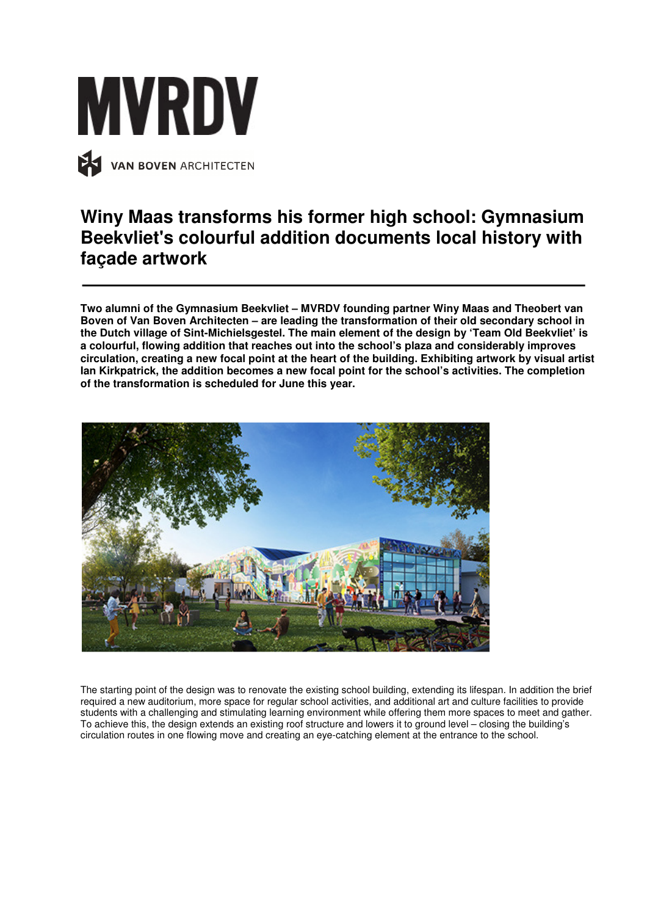MVRDV

VAN BOVEN ARCHITECTEN

# Winy Maas transforms his former high school: Gymnasium Beekvliet's colourful addition documents local history with façade artwork

**Two alumni of the Gymnasium Beekvliet – MVRDV founding partner Winy Maas and Theobert van Boven of Van Boven Architecten – are leading the transformation of their old secondary school in the Dutch village of Sint-Michielsgestel. The main element of the design by 'Team Old Beekvliet' is a colourful, flowing addition that reaches out into the school's plaza and considerably improves circulation, creating a new focal point at the heart of the building. Exhibiting artwork by visual artist Ian Kirkpatrick, the addition becomes a new focal point for the school's activities. The completion of the transformation is scheduled for June this year.**

The starting point of the design was to renovate the existing school building, extending its lifespan. In addition the brief required a new auditorium, more space for regular school activities, and additional art and culture facilities to provide students with a challenging and stimulating learning environment while offering them more spaces to meet and gather. To achieve this, the design extends an existing roof structure and lowers it to ground level – closing the building's circulation routes in one flowing move and creating an eye-catching element at the entrance to the school.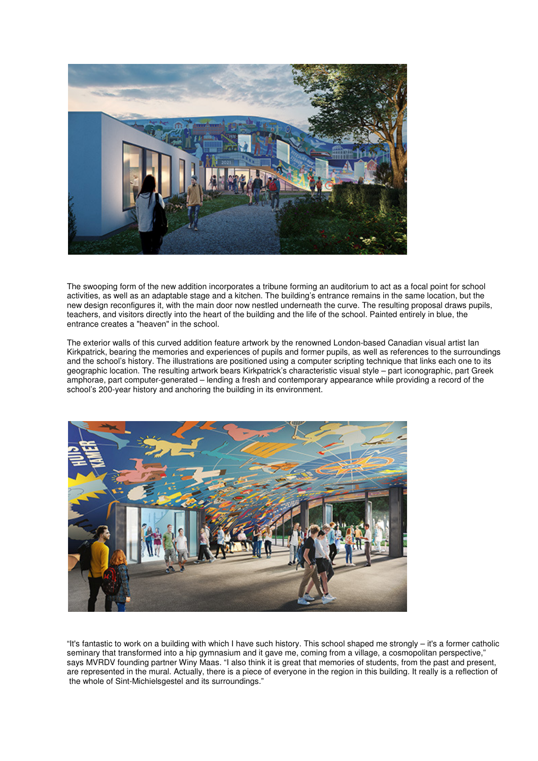The swooping form of the new addition incorporates a tribune forming an auditorium to act as a focal point for school activities, as well as an adaptable stage and a kitchen. The building's entrance remains in the same location, but the new design reconfigures it, with the main door now nestled underneath the curve. The resulting proposal draws pupils, teachers, and visitors directly into the heart of the building and the life of the school. Painted entirely in blue, the entrance creates a "heaven" in the school.

The exterior walls of this curved addition feature artwork by the renowned London-based Canadian visual artist Ian Kirkpatrick, bearing the memories and experiences of pupils and former pupils, as well as references to the surroundings and the school's history. The illustrations are positioned using a computer scripting technique that links each one to its geographic location. The resulting artwork bears Kirkpatrick's characteristic visual style – part iconographic, part Greek amphorae, part computer-generated – lending a fresh and contemporary appearance while providing a record of the school's 200-year history and anchoring the building in its environment.

"It's fantastic to work on a building with which I have such history. This school shaped me strongly – it's a former catholic seminary that transformed into a hip gymnasium and it gave me, coming from a village, a cosmopolitan perspective," says MVRDV founding partner Winy Maas. "I also think it is great that memories of students, from the past and present, are represented in the mural. Actually, there is a piece of everyone in the region in this building. It really is a reflection of the whole of Sint-Michielsgestel and its surroundings."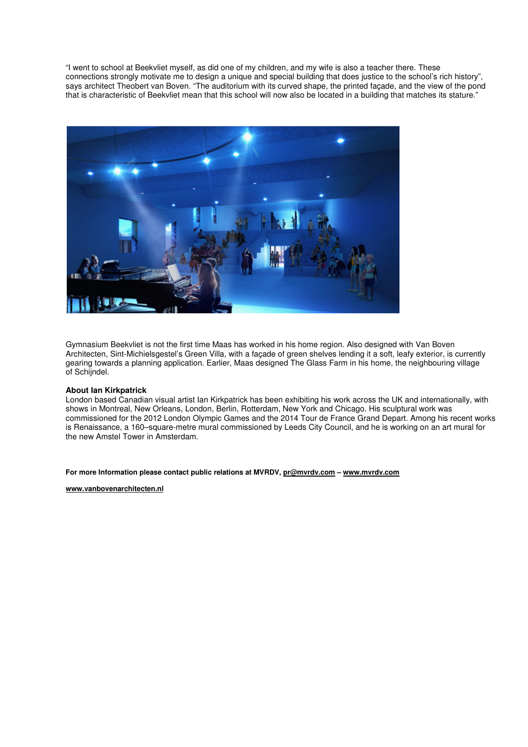"I went to school at Beekvliet myself, as did one of my children, and my wife is also a teacher there. These connections strongly motivate me to design a unique and special building that does justice to the school's rich history", says architect Theobert van Boven. "The auditorium with its curved shape, the printed façade, and the view of the pond that is characteristic of Beekvliet mean that this school will now also be located in a building that matches its stature."

Gymnasium Beekvliet is not the first time Maas has worked in his home region. Also designed with Van Boven Architecten, Sint-Michielsgestel's Green Villa, with a façade of green shelves lending it a soft, leafy exterior, is currently gearing towards a planning application. Earlier, Maas designed The Glass Farm in his home, the neighbouring village of Schijndel.

**About Ian Kirkpatrick**

London based Canadian visual artist Ian Kirkpatrick has been exhibiting his work across the UK and internationally, with shows in Montreal, New Orleans, London, Berlin, Rotterdam, New York and Chicago. His sculptural work was commissioned for the 2012 London Olympic Games and the 2014 Tour de France Grand Depart. Among his recent works is Renaissance, a 160–square-metre mural commissioned by Leeds City Council, and he is working on an art mural for the new Amstel Tower in Amsterdam.

**For more Information please contact public relations at MVRDV, pr@mvrdv.com – www.mvrdv.com**

**www.vanbovenarchitecten.nl**